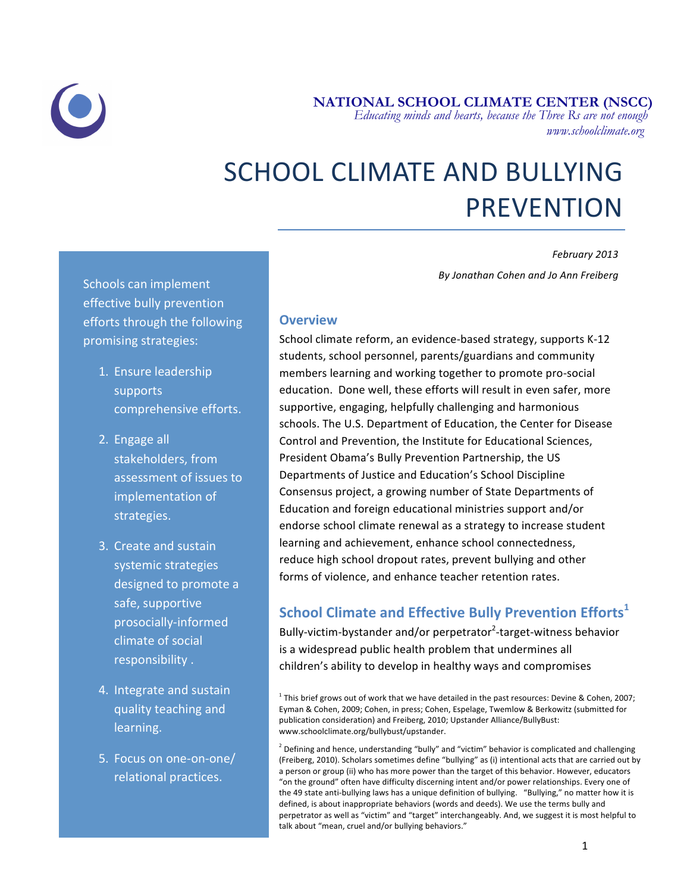**NATIONAL SCHOOL CLIMATE CENTER (NSCC)**
*Educating minds and hearts, because the Three Rs are not enough*
*www.schoolclimate.org*

# SCHOOL CLIMATE AND BULLYING PREVENTION

*February 2013*

*By Jonathan Cohen and Jo Ann Freiberg*

Schools can implement effective bully prevention efforts through the following promising strategies:

1. Ensure leadership supports comprehensive efforts.
2. Engage all stakeholders, from assessment of issues to implementation of strategies.
3. Create and sustain systemic strategies designed to promote a safe, supportive prosocially-informed climate of social responsibility .
4. Integrate and sustain quality teaching and learning.
5. Focus on one-on-one/ relational practices.

## Overview

School climate reform, an evidence-based strategy, supports K-12 students, school personnel, parents/guardians and community members learning and working together to promote pro-social education. Done well, these efforts will result in even safer, more supportive, engaging, helpfully challenging and harmonious schools. The U.S. Department of Education, the Center for Disease Control and Prevention, the Institute for Educational Sciences, President Obama's Bully Prevention Partnership, the US Departments of Justice and Education's School Discipline Consensus project, a growing number of State Departments of Education and foreign educational ministries support and/or endorse school climate renewal as a strategy to increase student learning and achievement, enhance school connectedness, reduce high school dropout rates, prevent bullying and other forms of violence, and enhance teacher retention rates.

## School Climate and Effective Bully Prevention Efforts[1]

Bully-victim-bystander and/or perpetrator[2]-target-witness behavior is a widespread public health problem that undermines all children's ability to develop in healthy ways and compromises

[1] This brief grows out of work that we have detailed in the past resources: Devine & Cohen, 2007; Eyman & Cohen, 2009; Cohen, in press; Cohen, Espelage, Twemlow & Berkowitz (submitted for publication consideration) and Freiberg, 2010; Upstander Alliance/BullyBust: www.schoolclimate.org/bullybust/upstander.

[2] Defining and hence, understanding "bully" and "victim" behavior is complicated and challenging (Freiberg, 2010). Scholars sometimes define "bullying" as (i) intentional acts that are carried out by a person or group (ii) who has more power than the target of this behavior. However, educators "on the ground" often have difficulty discerning intent and/or power relationships. Every one of the 49 state anti-bullying laws has a unique definition of bullying. "Bullying," no matter how it is defined, is about inappropriate behaviors (words and deeds). We use the terms bully and perpetrator as well as "victim" and "target" interchangeably. And, we suggest it is most helpful to talk about "mean, cruel and/or bullying behaviors."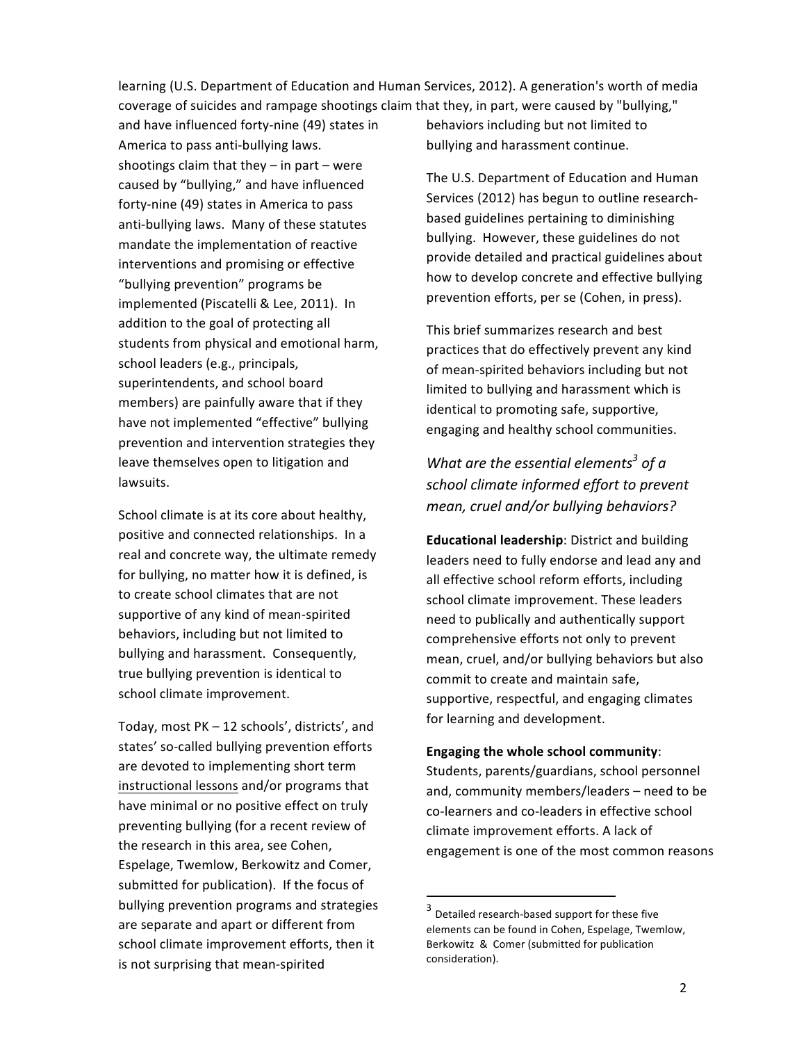learning (U.S. Department of Education and Human Services, 2012). A generation's worth of media coverage of suicides and rampage shootings claim that they, in part, were caused by "bullying," and have influenced forty-nine (49) states in America to pass anti-bullying laws. shootings claim that they – in part – were caused by "bullying," and have influenced forty-nine (49) states in America to pass anti-bullying laws. Many of these statutes mandate the implementation of reactive interventions and promising or effective "bullying prevention" programs be implemented (Piscatelli & Lee, 2011). In addition to the goal of protecting all students from physical and emotional harm, school leaders (e.g., principals, superintendents, and school board members) are painfully aware that if they have not implemented "effective" bullying prevention and intervention strategies they leave themselves open to litigation and lawsuits.

School climate is at its core about healthy, positive and connected relationships. In a real and concrete way, the ultimate remedy for bullying, no matter how it is defined, is to create school climates that are not supportive of any kind of mean-spirited behaviors, including but not limited to bullying and harassment. Consequently, true bullying prevention is identical to school climate improvement.

Today, most PK – 12 schools', districts', and states' so-called bullying prevention efforts are devoted to implementing short term instructional lessons and/or programs that have minimal or no positive effect on truly preventing bullying (for a recent review of the research in this area, see Cohen, Espelage, Twemlow, Berkowitz and Comer, submitted for publication). If the focus of bullying prevention programs and strategies are separate and apart or different from school climate improvement efforts, then it is not surprising that mean-spirited behaviors including but not limited to bullying and harassment continue.

The U.S. Department of Education and Human Services (2012) has begun to outline research-based guidelines pertaining to diminishing bullying. However, these guidelines do not provide detailed and practical guidelines about how to develop concrete and effective bullying prevention efforts, per se (Cohen, in press).

This brief summarizes research and best practices that do effectively prevent any kind of mean-spirited behaviors including but not limited to bullying and harassment which is identical to promoting safe, supportive, engaging and healthy school communities.

### *What are the essential elements[3] of a school climate informed effort to prevent mean, cruel and/or bullying behaviors?*

**Educational leadership**: District and building leaders need to fully endorse and lead any and all effective school reform efforts, including school climate improvement. These leaders need to publically and authentically support comprehensive efforts not only to prevent mean, cruel, and/or bullying behaviors but also commit to create and maintain safe, supportive, respectful, and engaging climates for learning and development.

**Engaging the whole school community**: Students, parents/guardians, school personnel and, community members/leaders – need to be co-learners and co-leaders in effective school climate improvement efforts. A lack of engagement is one of the most common reasons

[3] Detailed research-based support for these five elements can be found in Cohen, Espelage, Twemlow, Berkowitz & Comer (submitted for publication consideration).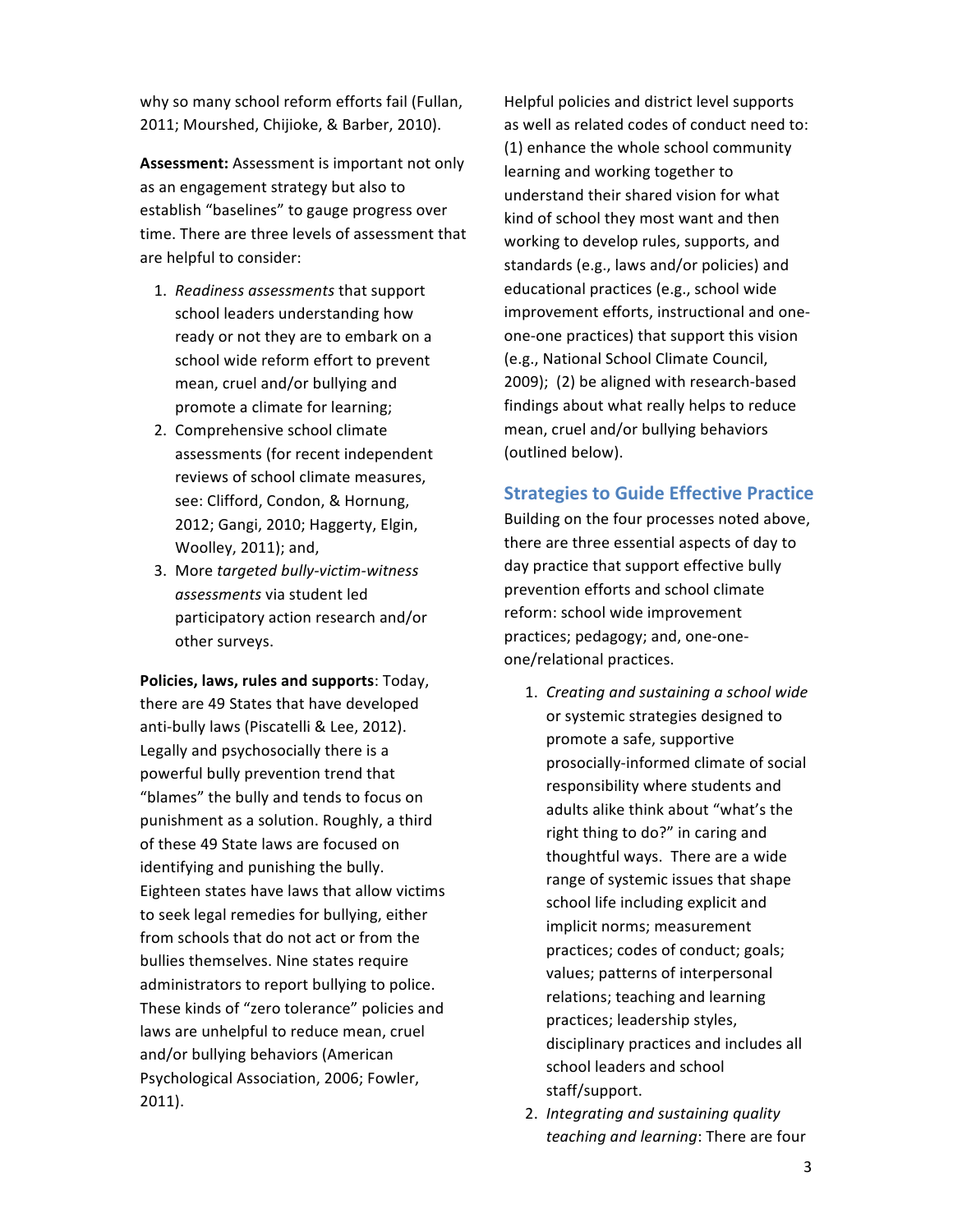why so many school reform efforts fail (Fullan, 2011; Mourshed, Chijioke, & Barber, 2010).

**Assessment:** Assessment is important not only as an engagement strategy but also to establish "baselines" to gauge progress over time. There are three levels of assessment that are helpful to consider:

1. *Readiness assessments* that support school leaders understanding how ready or not they are to embark on a school wide reform effort to prevent mean, cruel and/or bullying and promote a climate for learning;
2. Comprehensive school climate assessments (for recent independent reviews of school climate measures, see: Clifford, Condon, & Hornung, 2012; Gangi, 2010; Haggerty, Elgin, Woolley, 2011); and,
3. More *targeted bully-victim-witness assessments* via student led participatory action research and/or other surveys.

**Policies, laws, rules and supports**: Today, there are 49 States that have developed anti-bully laws (Piscatelli & Lee, 2012). Legally and psychosocially there is a powerful bully prevention trend that "blames" the bully and tends to focus on punishment as a solution. Roughly, a third of these 49 State laws are focused on identifying and punishing the bully. Eighteen states have laws that allow victims to seek legal remedies for bullying, either from schools that do not act or from the bullies themselves. Nine states require administrators to report bullying to police. These kinds of "zero tolerance" policies and laws are unhelpful to reduce mean, cruel and/or bullying behaviors (American Psychological Association, 2006; Fowler, 2011).

Helpful policies and district level supports as well as related codes of conduct need to: (1) enhance the whole school community learning and working together to understand their shared vision for what kind of school they most want and then working to develop rules, supports, and standards (e.g., laws and/or policies) and educational practices (e.g., school wide improvement efforts, instructional and one-one-one practices) that support this vision (e.g., National School Climate Council, 2009); (2) be aligned with research-based findings about what really helps to reduce mean, cruel and/or bullying behaviors (outlined below).

## Strategies to Guide Effective Practice

Building on the four processes noted above, there are three essential aspects of day to day practice that support effective bully prevention efforts and school climate reform: school wide improvement practices; pedagogy; and, one-one-one/relational practices.

1. *Creating and sustaining a school wide* or systemic strategies designed to promote a safe, supportive prosocially-informed climate of social responsibility where students and adults alike think about "what's the right thing to do?" in caring and thoughtful ways. There are a wide range of systemic issues that shape school life including explicit and implicit norms; measurement practices; codes of conduct; goals; values; patterns of interpersonal relations; teaching and learning practices; leadership styles, disciplinary practices and includes all school leaders and school staff/support.
2. *Integrating and sustaining quality teaching and learning*: There are four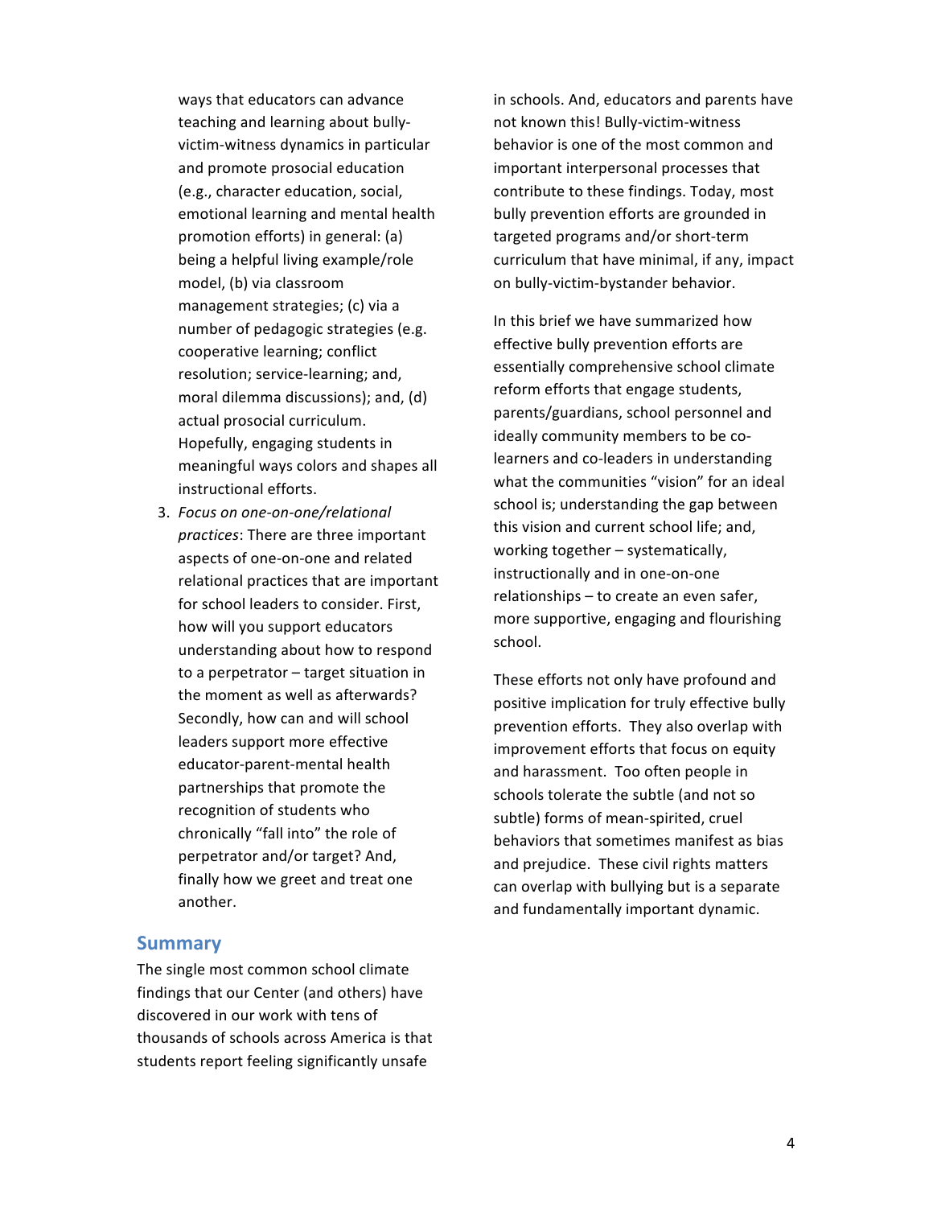ways that educators can advance teaching and learning about bully-victim-witness dynamics in particular and promote prosocial education (e.g., character education, social, emotional learning and mental health promotion efforts) in general: (a) being a helpful living example/role model, (b) via classroom management strategies; (c) via a number of pedagogic strategies (e.g. cooperative learning; conflict resolution; service-learning; and, moral dilemma discussions); and, (d) actual prosocial curriculum. Hopefully, engaging students in meaningful ways colors and shapes all instructional efforts.

3. *Focus on one-on-one/relational practices*: There are three important aspects of one-on-one and related relational practices that are important for school leaders to consider. First, how will you support educators understanding about how to respond to a perpetrator – target situation in the moment as well as afterwards? Secondly, how can and will school leaders support more effective educator-parent-mental health partnerships that promote the recognition of students who chronically "fall into" the role of perpetrator and/or target? And, finally how we greet and treat one another.

## Summary

The single most common school climate findings that our Center (and others) have discovered in our work with tens of thousands of schools across America is that students report feeling significantly unsafe in schools. And, educators and parents have not known this! Bully-victim-witness behavior is one of the most common and important interpersonal processes that contribute to these findings. Today, most bully prevention efforts are grounded in targeted programs and/or short-term curriculum that have minimal, if any, impact on bully-victim-bystander behavior.

In this brief we have summarized how effective bully prevention efforts are essentially comprehensive school climate reform efforts that engage students, parents/guardians, school personnel and ideally community members to be co-learners and co-leaders in understanding what the communities "vision" for an ideal school is; understanding the gap between this vision and current school life; and, working together – systematically, instructionally and in one-on-one relationships – to create an even safer, more supportive, engaging and flourishing school.

These efforts not only have profound and positive implication for truly effective bully prevention efforts. They also overlap with improvement efforts that focus on equity and harassment. Too often people in schools tolerate the subtle (and not so subtle) forms of mean-spirited, cruel behaviors that sometimes manifest as bias and prejudice. These civil rights matters can overlap with bullying but is a separate and fundamentally important dynamic.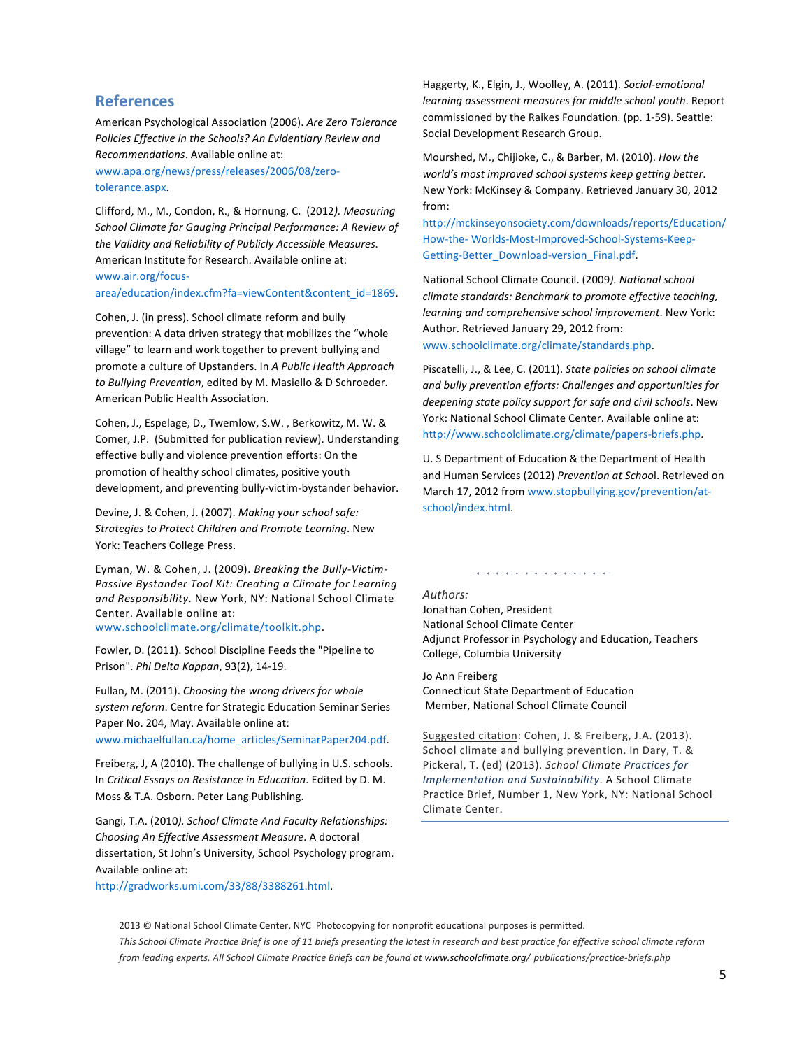## References

American Psychological Association (2006). *Are Zero Tolerance Policies Effective in the Schools? An Evidentiary Review and Recommendations*. Available online at: www.apa.org/news/press/releases/2006/08/zero-tolerance.aspx.

Clifford, M., M., Condon, R., & Hornung, C. (2012*). Measuring School Climate for Gauging Principal Performance: A Review of the Validity and Reliability of Publicly Accessible Measures*. American Institute for Research. Available online at: www.air.org/focus-area/education/index.cfm?fa=viewContent&content_id=1869.

Cohen, J. (in press). School climate reform and bully prevention: A data driven strategy that mobilizes the "whole village" to learn and work together to prevent bullying and promote a culture of Upstanders. In *A Public Health Approach to Bullying Prevention*, edited by M. Masiello & D Schroeder. American Public Health Association.

Cohen, J., Espelage, D., Twemlow, S.W. , Berkowitz, M. W. & Comer, J.P. (Submitted for publication review). Understanding effective bully and violence prevention efforts: On the promotion of healthy school climates, positive youth development, and preventing bully-victim-bystander behavior.

Devine, J. & Cohen, J. (2007). *Making your school safe: Strategies to Protect Children and Promote Learning*. New York: Teachers College Press.

Eyman, W. & Cohen, J. (2009). *Breaking the Bully-Victim-Passive Bystander Tool Kit: Creating a Climate for Learning and Responsibility*. New York, NY: National School Climate Center. Available online at: www.schoolclimate.org/climate/toolkit.php.

Fowler, D. (2011). School Discipline Feeds the "Pipeline to Prison". *Phi Delta Kappan*, 93(2), 14-19.

Fullan, M. (2011). *Choosing the wrong drivers for whole system reform*. Centre for Strategic Education Seminar Series Paper No. 204, May. Available online at: www.michaelfullan.ca/home_articles/SeminarPaper204.pdf.

Freiberg, J, A (2010). The challenge of bullying in U.S. schools. In *Critical Essays on Resistance in Education*. Edited by D. M. Moss & T.A. Osborn. Peter Lang Publishing.

Gangi, T.A. (2010*). School Climate And Faculty Relationships: Choosing An Effective Assessment Measure*. A doctoral dissertation, St John's University, School Psychology program. Available online at: http://gradworks.umi.com/33/88/3388261.html.

Haggerty, K., Elgin, J., Woolley, A. (2011). *Social-emotional learning assessment measures for middle school youth*. Report commissioned by the Raikes Foundation. (pp. 1-59). Seattle: Social Development Research Group.

Mourshed, M., Chijioke, C., & Barber, M. (2010). *How the world's most improved school systems keep getting better*. New York: McKinsey & Company. Retrieved January 30, 2012 from: http://mckinseyonsociety.com/downloads/reports/Education/How-the- Worlds-Most-Improved-School-Systems-Keep-Getting-Better_Download-version_Final.pdf.

National School Climate Council. (2009*). National school climate standards: Benchmark to promote effective teaching, learning and comprehensive school improvement*. New York: Author. Retrieved January 29, 2012 from: www.schoolclimate.org/climate/standards.php.

Piscatelli, J., & Lee, C. (2011). *State policies on school climate and bully prevention efforts: Challenges and opportunities for deepening state policy support for safe and civil schools*. New York: National School Climate Center. Available online at: http://www.schoolclimate.org/climate/papers-briefs.php.

U. S Department of Education & the Department of Health and Human Services (2012) *Prevention at Schoo*l. Retrieved on March 17, 2012 from www.stopbullying.gov/prevention/at-school/index.html.

---

*Authors:*
Jonathan Cohen, President
National School Climate Center
Adjunct Professor in Psychology and Education, Teachers College, Columbia University

Jo Ann Freiberg
Connecticut State Department of Education
Member, National School Climate Council

Suggested citation: Cohen, J. & Freiberg, J.A. (2013). School climate and bullying prevention. In Dary, T. & Pickeral, T. (ed) (2013). *School Climate Practices for Implementation and Sustainability*. A School Climate Practice Brief, Number 1, New York, NY: National School Climate Center.

2013 © National School Climate Center, NYC Photocopying for nonprofit educational purposes is permitted.
*This School Climate Practice Brief is one of 11 briefs presenting the latest in research and best practice for effective school climate reform from leading experts. All School Climate Practice Briefs can be found at* www.schoolclimate.org/ *publications/practice-briefs.php*